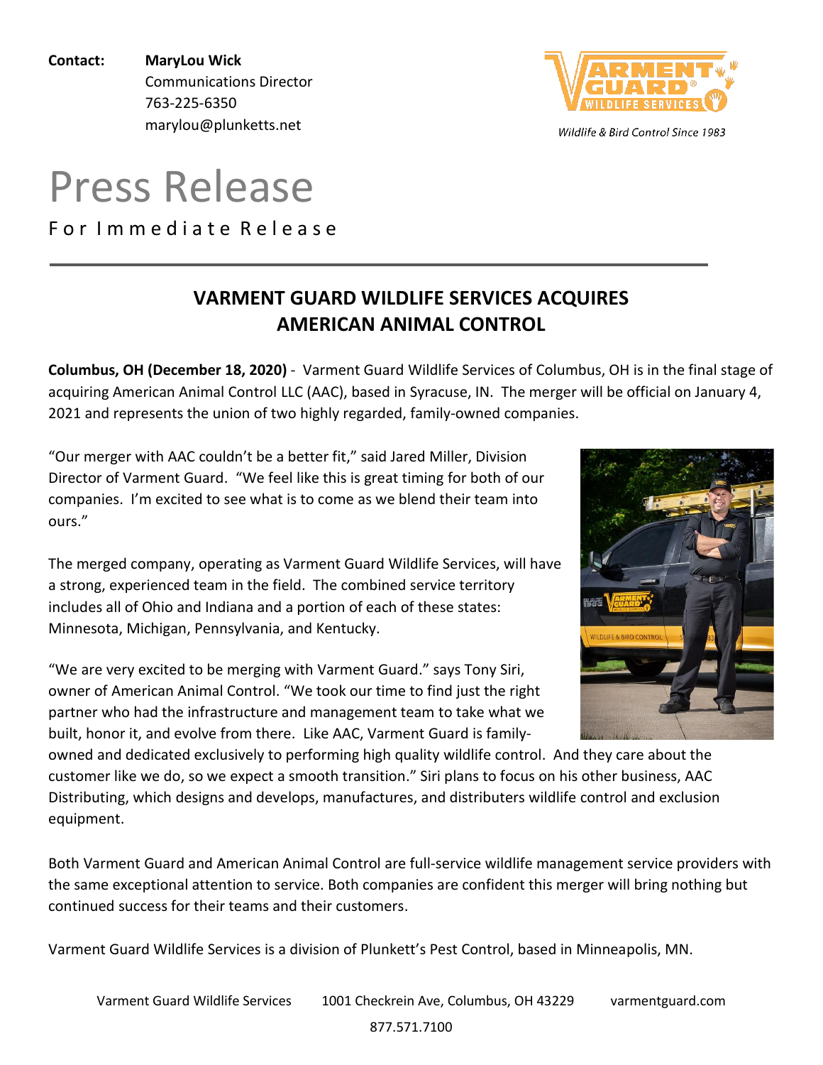**Contact:** **MaryLou Wick**
Communications Director
763-225-6350
marylou@plunketts.net

Wildlife & Bird Control Since 1983

# Press Release

For Immediate Release

## VARMENT GUARD WILDLIFE SERVICES ACQUIRES AMERICAN ANIMAL CONTROL

**Columbus, OH (December 18, 2020)** - Varment Guard Wildlife Services of Columbus, OH is in the final stage of acquiring American Animal Control LLC (AAC), based in Syracuse, IN. The merger will be official on January 4, 2021 and represents the union of two highly regarded, family-owned companies.

"Our merger with AAC couldn't be a better fit," said Jared Miller, Division Director of Varment Guard. "We feel like this is great timing for both of our companies. I'm excited to see what is to come as we blend their team into ours."

The merged company, operating as Varment Guard Wildlife Services, will have a strong, experienced team in the field. The combined service territory includes all of Ohio and Indiana and a portion of each of these states: Minnesota, Michigan, Pennsylvania, and Kentucky.

"We are very excited to be merging with Varment Guard." says Tony Siri, owner of American Animal Control. "We took our time to find just the right partner who had the infrastructure and management team to take what we built, honor it, and evolve from there. Like AAC, Varment Guard is family-owned and dedicated exclusively to performing high quality wildlife control. And they care about the customer like we do, so we expect a smooth transition." Siri plans to focus on his other business, AAC Distributing, which designs and develops, manufactures, and distributers wildlife control and exclusion equipment.

Both Varment Guard and American Animal Control are full-service wildlife management service providers with the same exceptional attention to service. Both companies are confident this merger will bring nothing but continued success for their teams and their customers.

Varment Guard Wildlife Services is a division of Plunkett's Pest Control, based in Minneapolis, MN.

Varment Guard Wildlife Services 1001 Checkrein Ave, Columbus, OH 43229 varmentguard.com
877.571.7100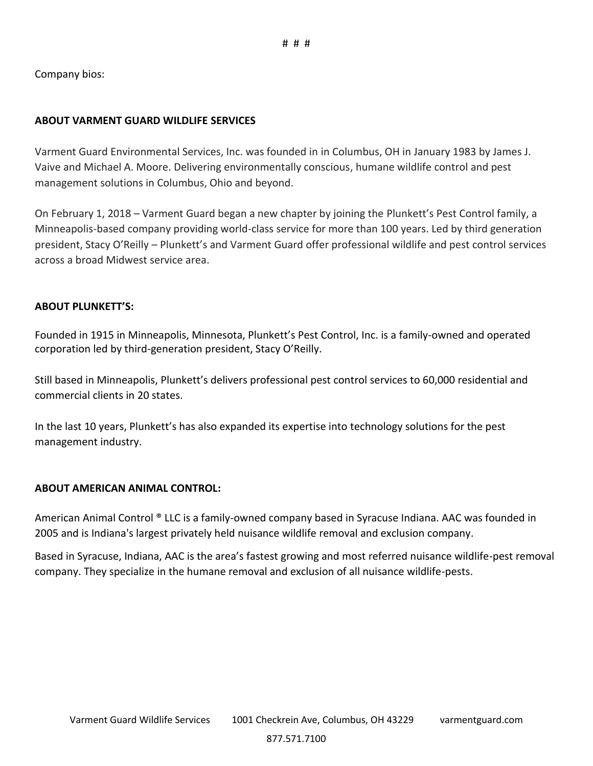# # #

Company bios:

**ABOUT VARMENT GUARD WILDLIFE SERVICES**

Varment Guard Environmental Services, Inc. was founded in in Columbus, OH in January 1983 by James J. Vaive and Michael A. Moore. Delivering environmentally conscious, humane wildlife control and pest management solutions in Columbus, Ohio and beyond.

On February 1, 2018 – Varment Guard began a new chapter by joining the Plunkett's Pest Control family, a Minneapolis-based company providing world-class service for more than 100 years. Led by third generation president, Stacy O'Reilly – Plunkett's and Varment Guard offer professional wildlife and pest control services across a broad Midwest service area.

**ABOUT PLUNKETT'S:**

Founded in 1915 in Minneapolis, Minnesota, Plunkett's Pest Control, Inc. is a family-owned and operated corporation led by third-generation president, Stacy O'Reilly.

Still based in Minneapolis, Plunkett's delivers professional pest control services to 60,000 residential and commercial clients in 20 states.

In the last 10 years, Plunkett's has also expanded its expertise into technology solutions for the pest management industry.

**ABOUT AMERICAN ANIMAL CONTROL:**

American Animal Control ® LLC is a family-owned company based in Syracuse Indiana. AAC was founded in 2005 and is Indiana's largest privately held nuisance wildlife removal and exclusion company.

Based in Syracuse, Indiana, AAC is the area's fastest growing and most referred nuisance wildlife-pest removal company. They specialize in the humane removal and exclusion of all nuisance wildlife-pests.

Varment Guard Wildlife Services 1001 Checkrein Ave, Columbus, OH 43229 varmentguard.com

877.571.7100